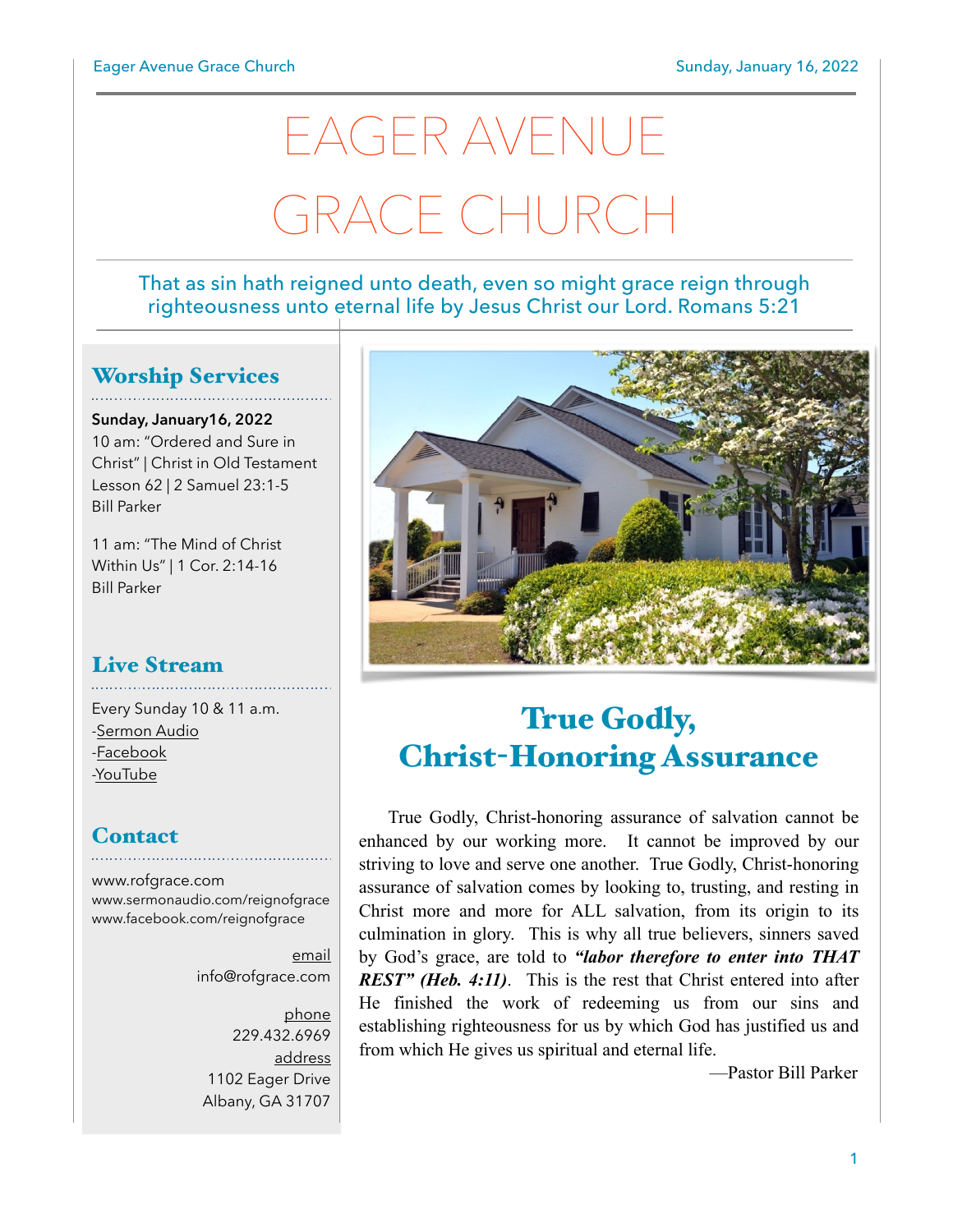# EAGER AVENUE GRACE CHURCH

That as sin hath reigned unto death, even so might grace reign through righteousness unto eternal life by Jesus Christ our Lord. Romans 5:21

## Worship Services

**Sunday, January16, 2022**
10 am: "Ordered and Sure in Christ" | Christ in Old Testament Lesson 62 | 2 Samuel 23:1-5
Bill Parker

11 am: "The Mind of Christ Within Us" | 1 Cor. 2:14-16
Bill Parker

## Live Stream

Every Sunday 10 & 11 a.m.
-Sermon Audio
-Facebook
-YouTube

## Contact

www.rofgrace.com
www.sermonaudio.com/reignofgrace
www.facebook.com/reignofgrace

email
info@rofgrace.com

phone
229.432.6969

address
1102 Eager Drive
Albany, GA 31707

## True Godly, Christ-Honoring Assurance

True Godly, Christ-honoring assurance of salvation cannot be enhanced by our working more. It cannot be improved by our striving to love and serve one another. True Godly, Christ-honoring assurance of salvation comes by looking to, trusting, and resting in Christ more and more for ALL salvation, from its origin to its culmination in glory. This is why all true believers, sinners saved by God's grace, are told to ***"labor therefore to enter into THAT REST" (Heb. 4:11)***. This is the rest that Christ entered into after He finished the work of redeeming us from our sins and establishing righteousness for us by which God has justified us and from which He gives us spiritual and eternal life.

—Pastor Bill Parker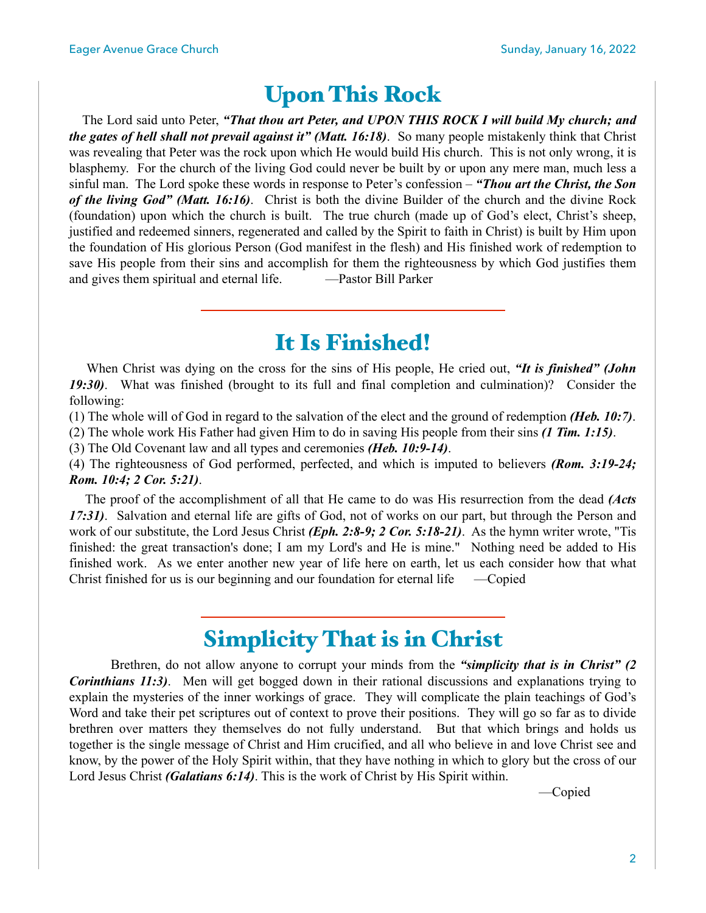# Upon This Rock

The Lord said unto Peter, ***"That thou art Peter, and UPON THIS ROCK I will build My church; and the gates of hell shall not prevail against it" (Matt. 16:18)***. So many people mistakenly think that Christ was revealing that Peter was the rock upon which He would build His church. This is not only wrong, it is blasphemy. For the church of the living God could never be built by or upon any mere man, much less a sinful man. The Lord spoke these words in response to Peter's confession – ***"Thou art the Christ, the Son of the living God" (Matt. 16:16)***. Christ is both the divine Builder of the church and the divine Rock (foundation) upon which the church is built. The true church (made up of God's elect, Christ's sheep, justified and redeemed sinners, regenerated and called by the Spirit to faith in Christ) is built by Him upon the foundation of His glorious Person (God manifest in the flesh) and His finished work of redemption to save His people from their sins and accomplish for them the righteousness by which God justifies them and gives them spiritual and eternal life. —Pastor Bill Parker

---

# It Is Finished!

When Christ was dying on the cross for the sins of His people, He cried out, ***"It is finished" (John 19:30)***. What was finished (brought to its full and final completion and culmination)? Consider the following:

(1) The whole will of God in regard to the salvation of the elect and the ground of redemption ***(Heb. 10:7)***.

(2) The whole work His Father had given Him to do in saving His people from their sins ***(1 Tim. 1:15)***.

(3) The Old Covenant law and all types and ceremonies ***(Heb. 10:9-14)***.

(4) The righteousness of God performed, perfected, and which is imputed to believers ***(Rom. 3:19-24; Rom. 10:4; 2 Cor. 5:21)***.

The proof of the accomplishment of all that He came to do was His resurrection from the dead ***(Acts 17:31)***. Salvation and eternal life are gifts of God, not of works on our part, but through the Person and work of our substitute, the Lord Jesus Christ ***(Eph. 2:8-9; 2 Cor. 5:18-21)***. As the hymn writer wrote, "Tis finished: the great transaction's done; I am my Lord's and He is mine." Nothing need be added to His finished work. As we enter another new year of life here on earth, let us each consider how that what Christ finished for us is our beginning and our foundation for eternal life —Copied

---

# Simplicity That is in Christ

Brethren, do not allow anyone to corrupt your minds from the ***"simplicity that is in Christ" (2 Corinthians 11:3)***. Men will get bogged down in their rational discussions and explanations trying to explain the mysteries of the inner workings of grace. They will complicate the plain teachings of God's Word and take their pet scriptures out of context to prove their positions. They will go so far as to divide brethren over matters they themselves do not fully understand. But that which brings and holds us together is the single message of Christ and Him crucified, and all who believe in and love Christ see and know, by the power of the Holy Spirit within, that they have nothing in which to glory but the cross of our Lord Jesus Christ ***(Galatians 6:14)***. This is the work of Christ by His Spirit within.

—Copied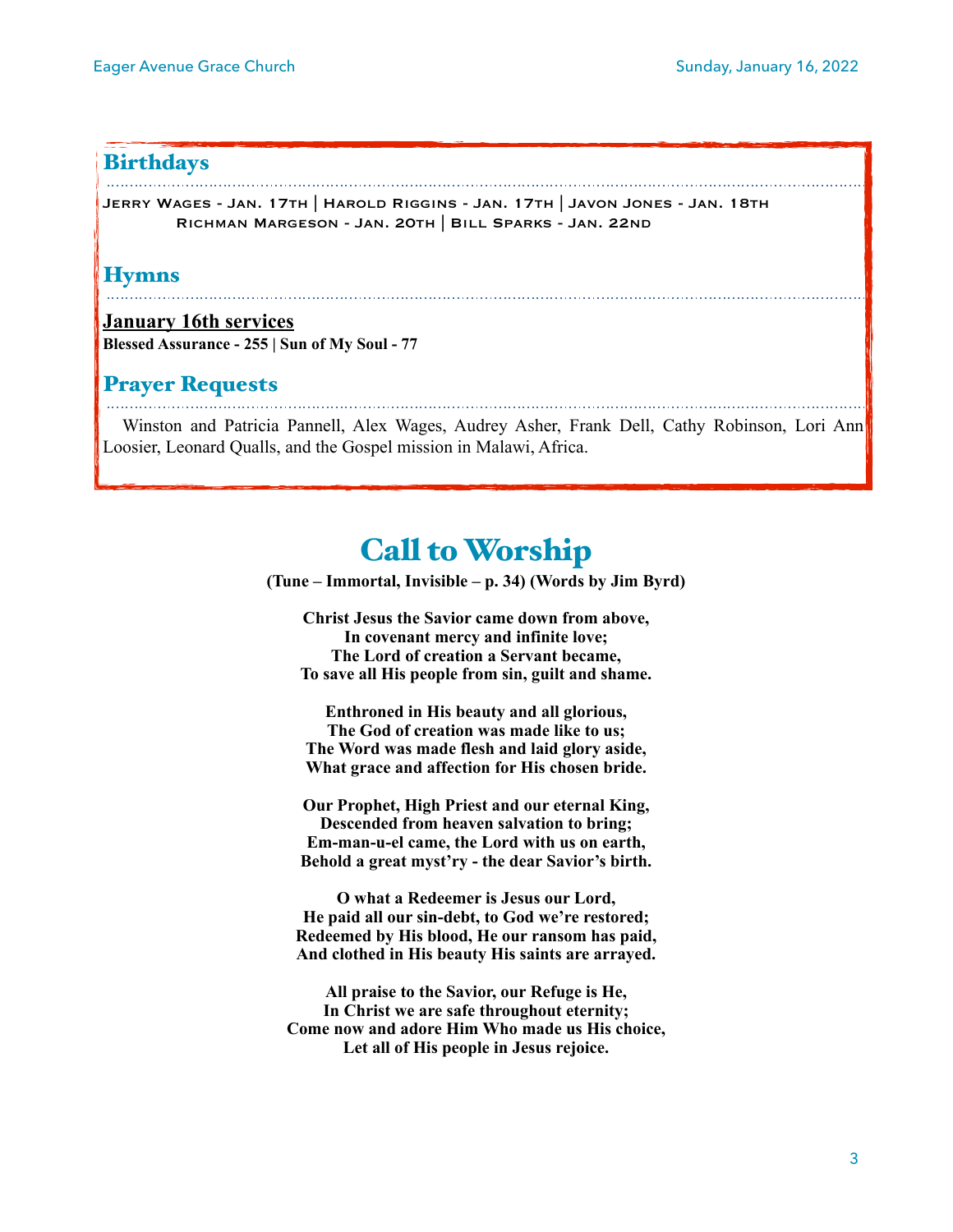## Birthdays

Jerry Wages - Jan. 17th | Harold Riggins - Jan. 17th | Javon Jones - Jan. 18th
Richman Margeson - Jan. 20th | Bill Sparks - Jan. 22nd

## Hymns

**January 16th services**

**Blessed Assurance - 255 | Sun of My Soul - 77**

## Prayer Requests

Winston and Patricia Pannell, Alex Wages, Audrey Asher, Frank Dell, Cathy Robinson, Lori Ann Loosier, Leonard Qualls, and the Gospel mission in Malawi, Africa.

# Call to Worship

**(Tune – Immortal, Invisible – p. 34) (Words by Jim Byrd)**

**Christ Jesus the Savior came down from above,**
**In covenant mercy and infinite love;**
**The Lord of creation a Servant became,**
**To save all His people from sin, guilt and shame.**

**Enthroned in His beauty and all glorious,**
**The God of creation was made like to us;**
**The Word was made flesh and laid glory aside,**
**What grace and affection for His chosen bride.**

**Our Prophet, High Priest and our eternal King,**
**Descended from heaven salvation to bring;**
**Em-man-u-el came, the Lord with us on earth,**
**Behold a great myst'ry - the dear Savior's birth.**

**O what a Redeemer is Jesus our Lord,**
**He paid all our sin-debt, to God we're restored;**
**Redeemed by His blood, He our ransom has paid,**
**And clothed in His beauty His saints are arrayed.**

**All praise to the Savior, our Refuge is He,**
**In Christ we are safe throughout eternity;**
**Come now and adore Him Who made us His choice,**
**Let all of His people in Jesus rejoice.**